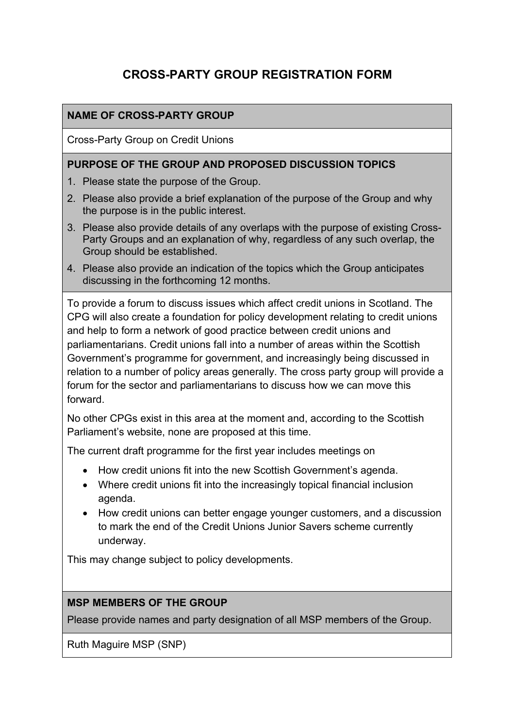# CROSS-PARTY GROUP REGISTRATION FORM

**NAME OF CROSS-PARTY GROUP**

Cross-Party Group on Credit Unions

**PURPOSE OF THE GROUP AND PROPOSED DISCUSSION TOPICS**

1. Please state the purpose of the Group.
2. Please also provide a brief explanation of the purpose of the Group and why the purpose is in the public interest.
3. Please also provide details of any overlaps with the purpose of existing Cross-Party Groups and an explanation of why, regardless of any such overlap, the Group should be established.
4. Please also provide an indication of the topics which the Group anticipates discussing in the forthcoming 12 months.

To provide a forum to discuss issues which affect credit unions in Scotland. The CPG will also create a foundation for policy development relating to credit unions and help to form a network of good practice between credit unions and parliamentarians. Credit unions fall into a number of areas within the Scottish Government's programme for government, and increasingly being discussed in relation to a number of policy areas generally. The cross party group will provide a forum for the sector and parliamentarians to discuss how we can move this forward.

No other CPGs exist in this area at the moment and, according to the Scottish Parliament's website, none are proposed at this time.

The current draft programme for the first year includes meetings on

- How credit unions fit into the new Scottish Government's agenda.
- Where credit unions fit into the increasingly topical financial inclusion agenda.
- How credit unions can better engage younger customers, and a discussion to mark the end of the Credit Unions Junior Savers scheme currently underway.

This may change subject to policy developments.

**MSP MEMBERS OF THE GROUP**

Please provide names and party designation of all MSP members of the Group.

Ruth Maguire MSP (SNP)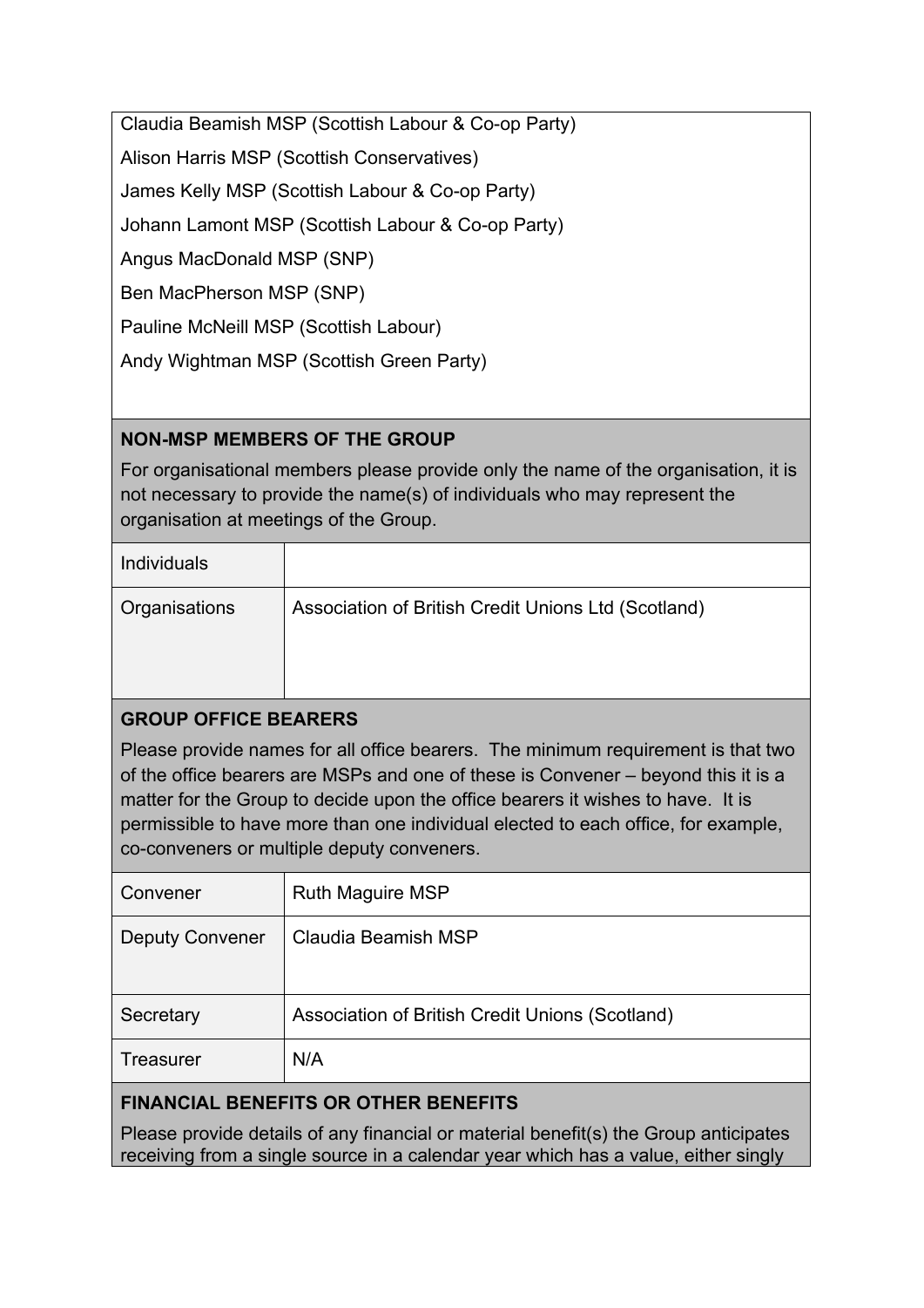Claudia Beamish MSP (Scottish Labour & Co-op Party)

Alison Harris MSP (Scottish Conservatives)

James Kelly MSP (Scottish Labour & Co-op Party)

Johann Lamont MSP (Scottish Labour & Co-op Party)

Angus MacDonald MSP (SNP)

Ben MacPherson MSP (SNP)

Pauline McNeill MSP (Scottish Labour)

Andy Wightman MSP (Scottish Green Party)

**NON-MSP MEMBERS OF THE GROUP**

For organisational members please provide only the name of the organisation, it is not necessary to provide the name(s) of individuals who may represent the organisation at meetings of the Group.

| | |
|---|---|
| Individuals | |
| Organisations | Association of British Credit Unions Ltd (Scotland) |

**GROUP OFFICE BEARERS**

Please provide names for all office bearers. The minimum requirement is that two of the office bearers are MSPs and one of these is Convener – beyond this it is a matter for the Group to decide upon the office bearers it wishes to have. It is permissible to have more than one individual elected to each office, for example, co-conveners or multiple deputy conveners.

| | |
|---|---|
| Convener | Ruth Maguire MSP |
| Deputy Convener | Claudia Beamish MSP |
| Secretary | Association of British Credit Unions (Scotland) |
| Treasurer | N/A |

**FINANCIAL BENEFITS OR OTHER BENEFITS**

Please provide details of any financial or material benefit(s) the Group anticipates receiving from a single source in a calendar year which has a value, either singly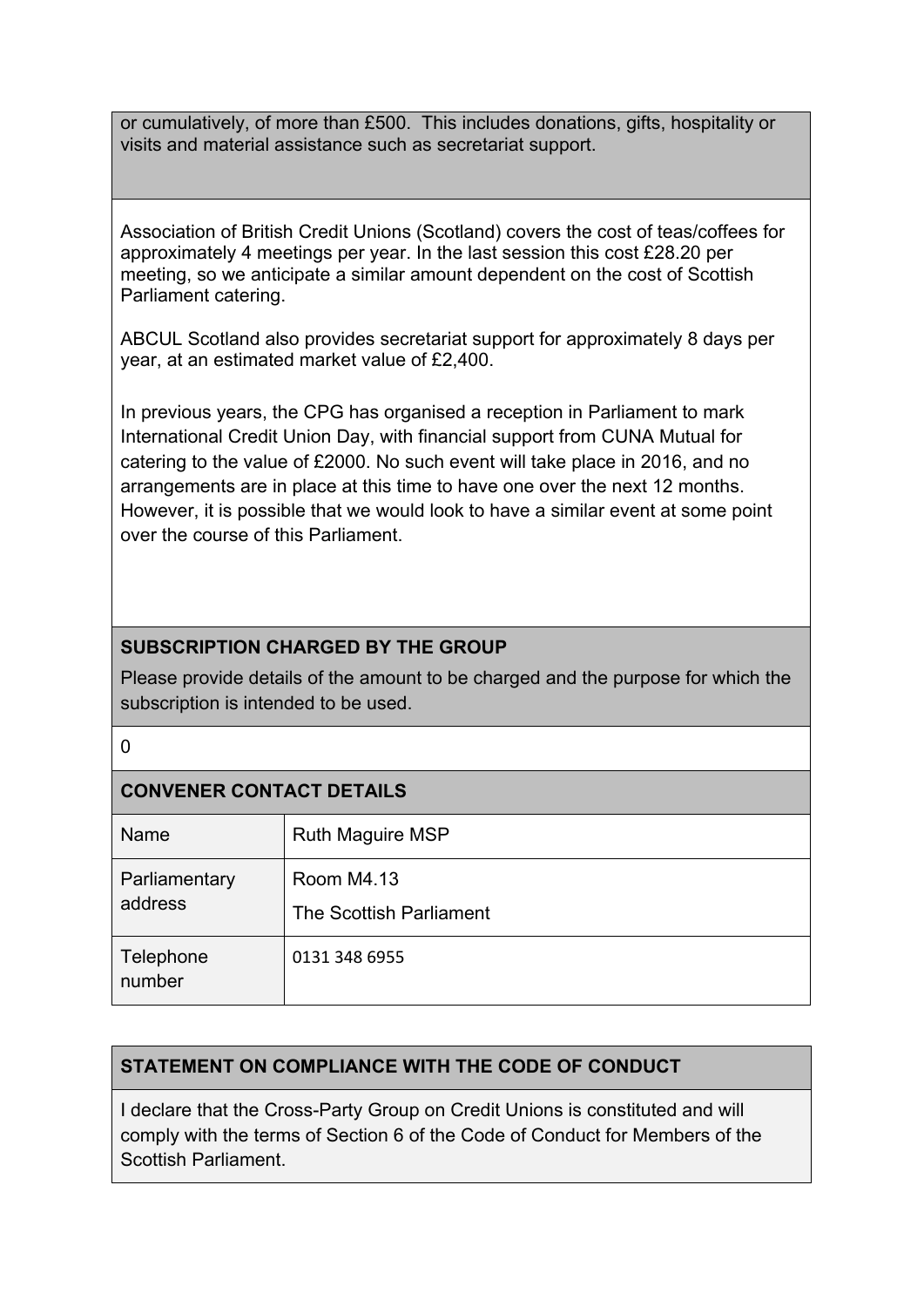or cumulatively, of more than £500. This includes donations, gifts, hospitality or visits and material assistance such as secretariat support.

Association of British Credit Unions (Scotland) covers the cost of teas/coffees for approximately 4 meetings per year. In the last session this cost £28.20 per meeting, so we anticipate a similar amount dependent on the cost of Scottish Parliament catering.

ABCUL Scotland also provides secretariat support for approximately 8 days per year, at an estimated market value of £2,400.

In previous years, the CPG has organised a reception in Parliament to mark International Credit Union Day, with financial support from CUNA Mutual for catering to the value of £2000. No such event will take place in 2016, and no arrangements are in place at this time to have one over the next 12 months. However, it is possible that we would look to have a similar event at some point over the course of this Parliament.

## SUBSCRIPTION CHARGED BY THE GROUP

Please provide details of the amount to be charged and the purpose for which the subscription is intended to be used.

0

## CONVENER CONTACT DETAILS

| | |
|---|---|
| Name | Ruth Maguire MSP |
| Parliamentary address | Room M4.13<br>The Scottish Parliament |
| Telephone number | 0131 348 6955 |

## STATEMENT ON COMPLIANCE WITH THE CODE OF CONDUCT

I declare that the Cross-Party Group on Credit Unions is constituted and will comply with the terms of Section 6 of the Code of Conduct for Members of the Scottish Parliament.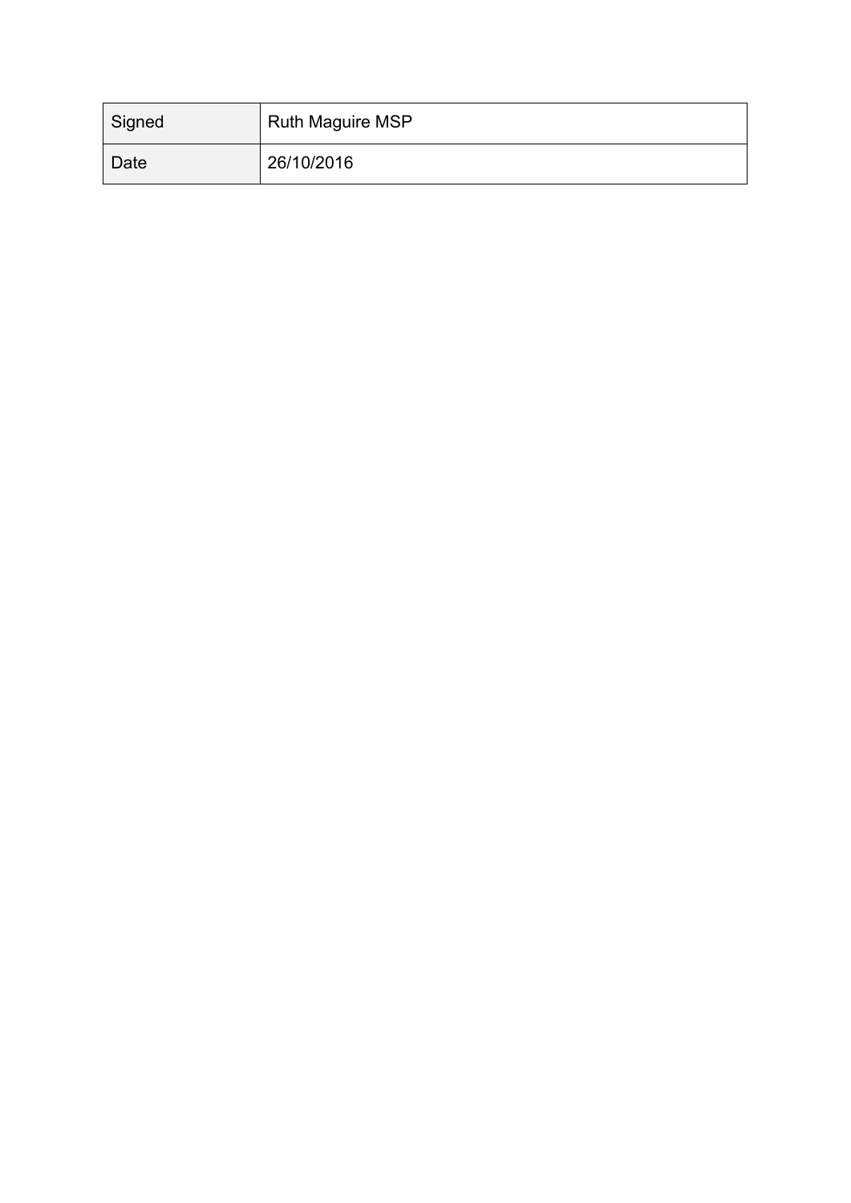| | |
|---|---|
| Signed | Ruth Maguire MSP |
| Date | 26/10/2016 |